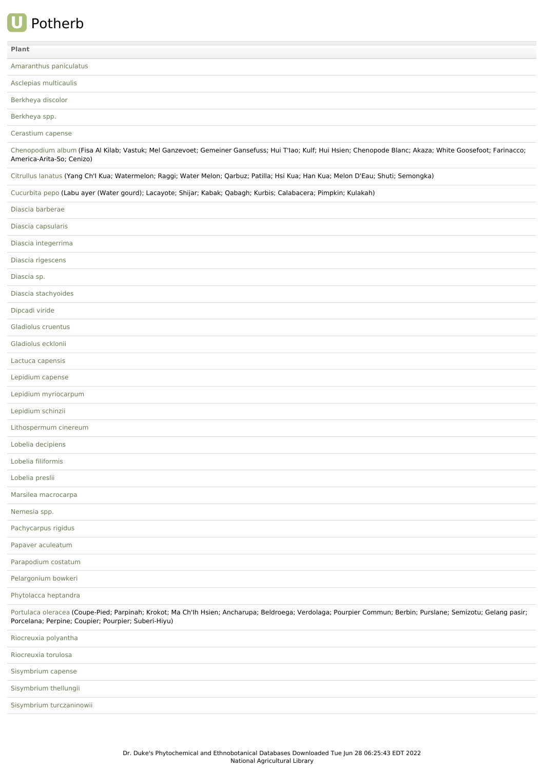# Potherb

| Plant |
| --- |
| Amaranthus paniculatus |
| Asclepias multicaulis |
| Berkheya discolor |
| Berkheya spp. |
| Cerastium capense |
| Chenopodium album (Fisa Al Kilab; Vastuk; Mel Ganzevoet; Gemeiner Gansefuss; Hui T'Iao; Kulf; Hui Hsien; Chenopode Blanc; Akaza; White Goosefoot; Farinacco; America-Arita-So; Cenizo) |
| Citrullus lanatus (Yang Ch'I Kua; Watermelon; Raggi; Water Melon; Qarbuz; Patilla; Hsi Kua; Han Kua; Melon D'Eau; Shuti; Semongka) |
| Cucurbita pepo (Labu ayer (Water gourd); Lacayote; Shijar; Kabak; Qabagh; Kurbis; Calabacera; Pimpkin; Kulakah) |
| Diascia barberae |
| Diascia capsularis |
| Diascia integerrima |
| Diascia rigescens |
| Diascia sp. |
| Diascia stachyoides |
| Dipcadi viride |
| Gladiolus cruentus |
| Gladiolus ecklonii |
| Lactuca capensis |
| Lepidium capense |
| Lepidium myriocarpum |
| Lepidium schinzii |
| Lithospermum cinereum |
| Lobelia decipiens |
| Lobelia filiformis |
| Lobelia preslii |
| Marsilea macrocarpa |
| Nemesia spp. |
| Pachycarpus rigidus |
| Papaver aculeatum |
| Parapodium costatum |
| Pelargonium bowkeri |
| Phytolacca heptandra |
| Portulaca oleracea (Coupe-Pied; Parpinah; Krokot; Ma Ch'Ih Hsien; Ancharupa; Beldroega; Verdolaga; Pourpier Commun; Berbin; Purslane; Semizotu; Gelang pasir; Porcelana; Perpine; Coupier; Pourpier; Suberi-Hiyu) |
| Riocreuxia polyantha |
| Riocreuxia torulosa |
| Sisymbrium capense |
| Sisymbrium thellungii |
| Sisymbrium turczaninowii |

Dr. Duke's Phytochemical and Ethnobotanical Databases Downloaded Tue Jun 28 06:25:43 EDT 2022
National Agricultural Library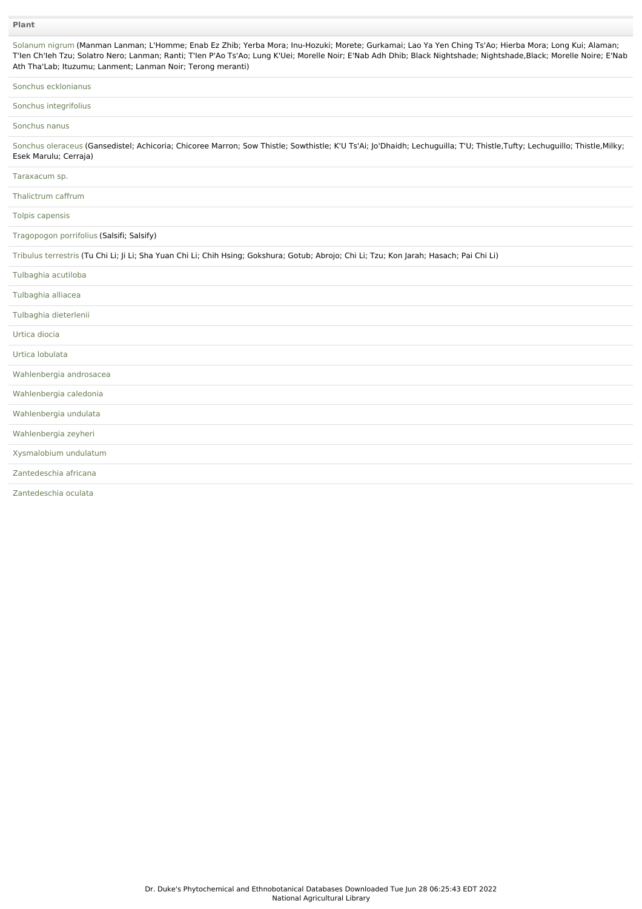| Plant |
| --- |
| Solanum nigrum (Manman Lanman; L'Homme; Enab Ez Zhib; Yerba Mora; Inu-Hozuki; Morete; Gurkamai; Lao Ya Yen Ching Ts'Ao; Hierba Mora; Long Kui; Alaman; T'Ien Ch'Ieh Tzu; Solatro Nero; Lanman; Ranti; T'Ien P'Ao Ts'Ao; Lung K'Uei; Morelle Noir; E'Nab Adh Dhib; Black Nightshade; Nightshade,Black; Morelle Noire; E'Nab Ath Tha'Lab; Ituzumu; Lanment; Lanman Noir; Terong meranti) |
| Sonchus ecklonianus |
| Sonchus integrifolius |
| Sonchus nanus |
| Sonchus oleraceus (Gansedistel; Achicoria; Chicoree Marron; Sow Thistle; Sowthistle; K'U Ts'Ai; Jo'Dhaidh; Lechuguilla; T'U; Thistle,Tufty; Lechuguillo; Thistle,Milky; Esek Marulu; Cerraja) |
| Taraxacum sp. |
| Thalictrum caffrum |
| Tolpis capensis |
| Tragopogon porrifolius (Salsifi; Salsify) |
| Tribulus terrestris (Tu Chi Li; Ji Li; Sha Yuan Chi Li; Chih Hsing; Gokshura; Gotub; Abrojo; Chi Li; Tzu; Kon Jarah; Hasach; Pai Chi Li) |
| Tulbaghia acutiloba |
| Tulbaghia alliacea |
| Tulbaghia dieterlenii |
| Urtica diocia |
| Urtica lobulata |
| Wahlenbergia androsacea |
| Wahlenbergia caledonia |
| Wahlenbergia undulata |
| Wahlenbergia zeyheri |
| Xysmalobium undulatum |
| Zantedeschia africana |
| Zantedeschia oculata |